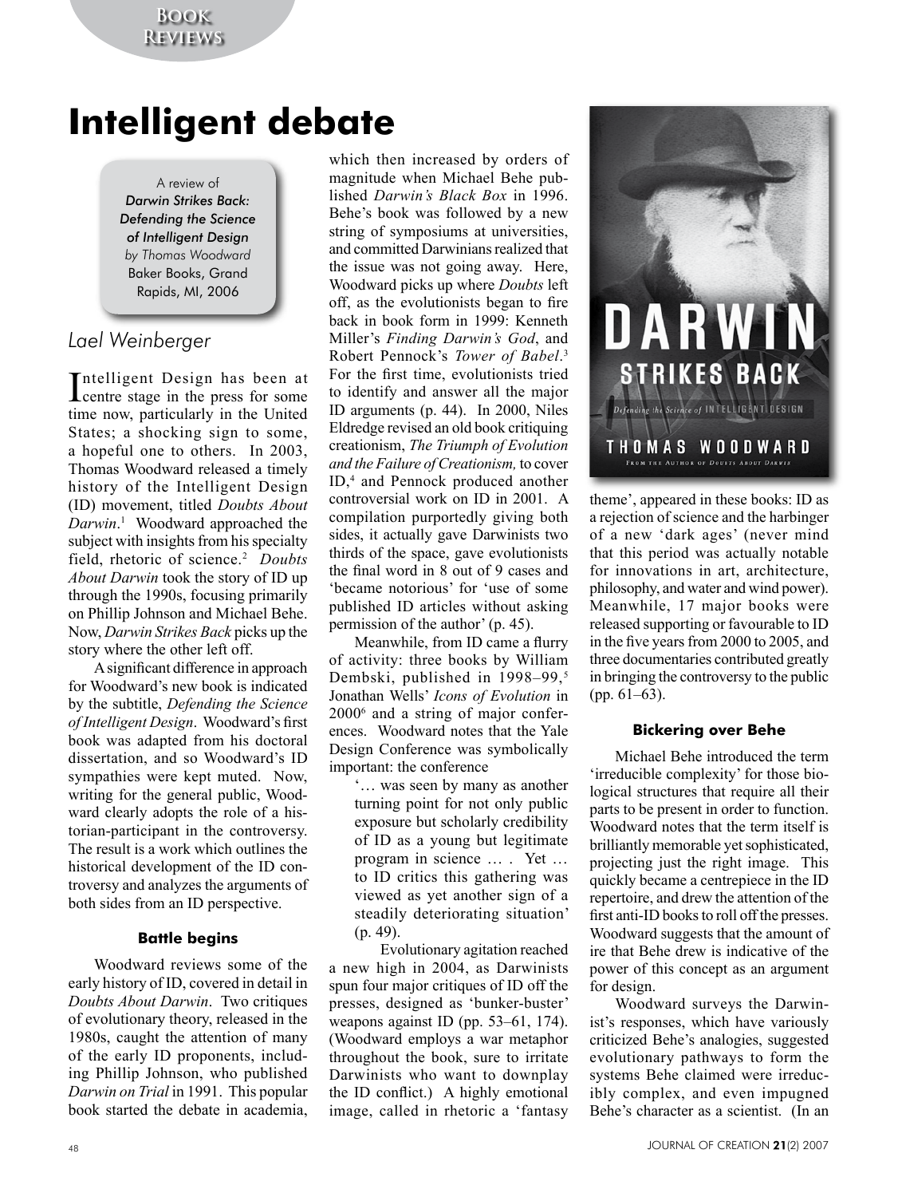# Intelligent debate

A review of
*Darwin Strikes Back: Defending the Science of Intelligent Design*
*by Thomas Woodward*
Baker Books, Grand Rapids, MI, 2006

*Lael Weinberger*

Intelligent Design has been at centre stage in the press for some time now, particularly in the United States; a shocking sign to some, a hopeful one to others. In 2003, Thomas Woodward released a timely history of the Intelligent Design (ID) movement, titled *Doubts About Darwin*.[1] Woodward approached the subject with insights from his specialty field, rhetoric of science.[2] *Doubts About Darwin* took the story of ID up through the 1990s, focusing primarily on Phillip Johnson and Michael Behe. Now, *Darwin Strikes Back* picks up the story where the other left off.

A significant difference in approach for Woodward's new book is indicated by the subtitle, *Defending the Science of Intelligent Design*. Woodward's first book was adapted from his doctoral dissertation, and so Woodward's ID sympathies were kept muted. Now, writing for the general public, Woodward clearly adopts the role of a historian-participant in the controversy. The result is a work which outlines the historical development of the ID controversy and analyzes the arguments of both sides from an ID perspective.

### Battle begins

Woodward reviews some of the early history of ID, covered in detail in *Doubts About Darwin*. Two critiques of evolutionary theory, released in the 1980s, caught the attention of many of the early ID proponents, including Phillip Johnson, who published *Darwin on Trial* in 1991. This popular book started the debate in academia, which then increased by orders of magnitude when Michael Behe published *Darwin's Black Box* in 1996. Behe's book was followed by a new string of symposiums at universities, and committed Darwinians realized that the issue was not going away. Here, Woodward picks up where *Doubts* left off, as the evolutionists began to fire back in book form in 1999: Kenneth Miller's *Finding Darwin's God*, and Robert Pennock's *Tower of Babel*.[3] For the first time, evolutionists tried to identify and answer all the major ID arguments (p. 44). In 2000, Niles Eldredge revised an old book critiquing creationism, *The Triumph of Evolution and the Failure of Creationism,* to cover ID,[4] and Pennock produced another controversial work on ID in 2001. A compilation purportedly giving both sides, it actually gave Darwinists two thirds of the space, gave evolutionists the final word in 8 out of 9 cases and 'became notorious' for 'use of some published ID articles without asking permission of the author' (p. 45).

Meanwhile, from ID came a flurry of activity: three books by William Dembski, published in 1998–99,[5] Jonathan Wells' *Icons of Evolution* in 2000[6] and a string of major conferences. Woodward notes that the Yale Design Conference was symbolically important: the conference

> '… was seen by many as another turning point for not only public exposure but scholarly credibility of ID as a young but legitimate program in science … . Yet … to ID critics this gathering was viewed as yet another sign of a steadily deteriorating situation' (p. 49).

Evolutionary agitation reached a new high in 2004, as Darwinists spun four major critiques of ID off the presses, designed as 'bunker-buster' weapons against ID (pp. 53–61, 174). (Woodward employs a war metaphor throughout the book, sure to irritate Darwinists who want to downplay the ID conflict.) A highly emotional image, called in rhetoric a 'fantasy theme', appeared in these books: ID as a rejection of science and the harbinger of a new 'dark ages' (never mind that this period was actually notable for innovations in art, architecture, philosophy, and water and wind power). Meanwhile, 17 major books were released supporting or favourable to ID in the five years from 2000 to 2005, and three documentaries contributed greatly in bringing the controversy to the public (pp. 61–63).

### Bickering over Behe

Michael Behe introduced the term 'irreducible complexity' for those biological structures that require all their parts to be present in order to function. Woodward notes that the term itself is brilliantly memorable yet sophisticated, projecting just the right image. This quickly became a centrepiece in the ID repertoire, and drew the attention of the first anti-ID books to roll off the presses. Woodward suggests that the amount of ire that Behe drew is indicative of the power of this concept as an argument for design.

Woodward surveys the Darwinist's responses, which have variously criticized Behe's analogies, suggested evolutionary pathways to form the systems Behe claimed were irreducibly complex, and even impugned Behe's character as a scientist. (In an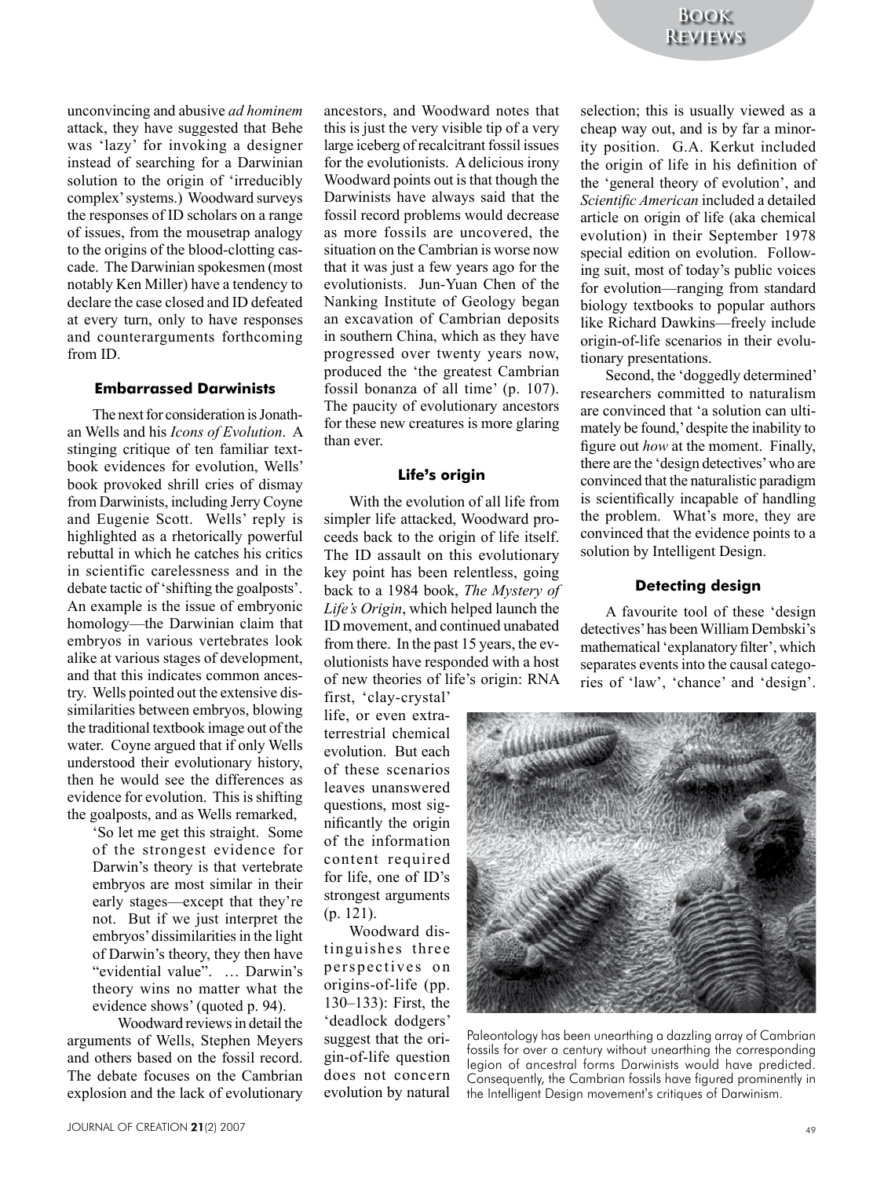unconvincing and abusive *ad hominem* attack, they have suggested that Behe was 'lazy' for invoking a designer instead of searching for a Darwinian solution to the origin of 'irreducibly complex' systems.) Woodward surveys the responses of ID scholars on a range of issues, from the mousetrap analogy to the origins of the blood-clotting cascade. The Darwinian spokesmen (most notably Ken Miller) have a tendency to declare the case closed and ID defeated at every turn, only to have responses and counterarguments forthcoming from ID.

### Embarrassed Darwinists

The next for consideration is Jonathan Wells and his *Icons of Evolution*. A stinging critique of ten familiar textbook evidences for evolution, Wells' book provoked shrill cries of dismay from Darwinists, including Jerry Coyne and Eugenie Scott. Wells' reply is highlighted as a rhetorically powerful rebuttal in which he catches his critics in scientific carelessness and in the debate tactic of 'shifting the goalposts'. An example is the issue of embryonic homology—the Darwinian claim that embryos in various vertebrates look alike at various stages of development, and that this indicates common ancestry. Wells pointed out the extensive dissimilarities between embryos, blowing the traditional textbook image out of the water. Coyne argued that if only Wells understood their evolutionary history, then he would see the differences as evidence for evolution. This is shifting the goalposts, and as Wells remarked,

> 'So let me get this straight. Some of the strongest evidence for Darwin's theory is that vertebrate embryos are most similar in their early stages—except that they're not. But if we just interpret the embryos' dissimilarities in the light of Darwin's theory, they then have "evidential value". … Darwin's theory wins no matter what the evidence shows' (quoted p. 94).

Woodward reviews in detail the arguments of Wells, Stephen Meyers and others based on the fossil record. The debate focuses on the Cambrian explosion and the lack of evolutionary ancestors, and Woodward notes that this is just the very visible tip of a very large iceberg of recalcitrant fossil issues for the evolutionists. A delicious irony Woodward points out is that though the Darwinists have always said that the fossil record problems would decrease as more fossils are uncovered, the situation on the Cambrian is worse now that it was just a few years ago for the evolutionists. Jun-Yuan Chen of the Nanking Institute of Geology began an excavation of Cambrian deposits in southern China, which as they have progressed over twenty years now, produced the 'the greatest Cambrian fossil bonanza of all time' (p. 107). The paucity of evolutionary ancestors for these new creatures is more glaring than ever.

### Life's origin

With the evolution of all life from simpler life attacked, Woodward proceeds back to the origin of life itself. The ID assault on this evolutionary key point has been relentless, going back to a 1984 book, *The Mystery of Life's Origin*, which helped launch the ID movement, and continued unabated from there. In the past 15 years, the evolutionists have responded with a host of new theories of life's origin: RNA first, 'clay-crystal' life, or even extra-terrestrial chemical evolution. But each of these scenarios leaves unanswered questions, most significantly the origin of the information content required for life, one of ID's strongest arguments (p. 121).

Woodward distinguishes three perspectives on origins-of-life (pp. 130–133): First, the 'deadlock dodgers' suggest that the origin-of-life question does not concern evolution by natural selection; this is usually viewed as a cheap way out, and is by far a minority position. G.A. Kerkut included the origin of life in his definition of the 'general theory of evolution', and *Scientific American* included a detailed article on origin of life (aka chemical evolution) in their September 1978 special edition on evolution. Following suit, most of today's public voices for evolution—ranging from standard biology textbooks to popular authors like Richard Dawkins—freely include origin-of-life scenarios in their evolutionary presentations.

Second, the 'doggedly determined' researchers committed to naturalism are convinced that 'a solution can ultimately be found,' despite the inability to figure out *how* at the moment. Finally, there are the 'design detectives' who are convinced that the naturalistic paradigm is scientifically incapable of handling the problem. What's more, they are convinced that the evidence points to a solution by Intelligent Design.

### Detecting design

A favourite tool of these 'design detectives' has been William Dembski's mathematical 'explanatory filter', which separates events into the causal categories of 'law', 'chance' and 'design'.

Paleontology has been unearthing a dazzling array of Cambrian fossils for over a century without unearthing the corresponding legion of ancestral forms Darwinists would have predicted. Consequently, the Cambrian fossils have figured prominently in the Intelligent Design movement's critiques of Darwinism.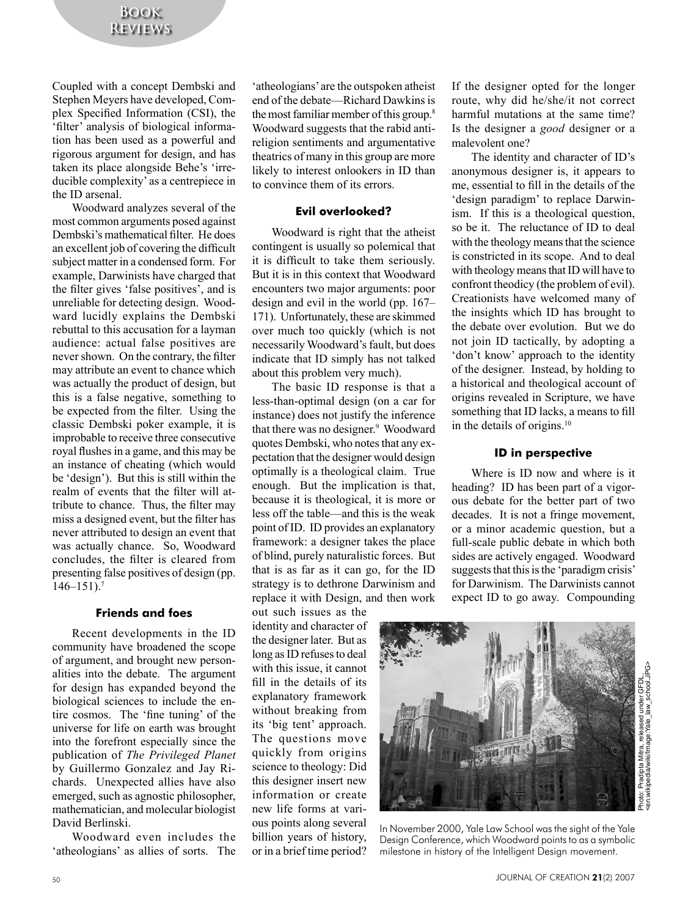Coupled with a concept Dembski and Stephen Meyers have developed, Complex Specified Information (CSI), the 'filter' analysis of biological information has been used as a powerful and rigorous argument for design, and has taken its place alongside Behe's 'irreducible complexity' as a centrepiece in the ID arsenal.

Woodward analyzes several of the most common arguments posed against Dembski's mathematical filter. He does an excellent job of covering the difficult subject matter in a condensed form. For example, Darwinists have charged that the filter gives 'false positives', and is unreliable for detecting design. Woodward lucidly explains the Dembski rebuttal to this accusation for a layman audience: actual false positives are never shown. On the contrary, the filter may attribute an event to chance which was actually the product of design, but this is a false negative, something to be expected from the filter. Using the classic Dembski poker example, it is improbable to receive three consecutive royal flushes in a game, and this may be an instance of cheating (which would be 'design'). But this is still within the realm of events that the filter will attribute to chance. Thus, the filter may miss a designed event, but the filter has never attributed to design an event that was actually chance. So, Woodward concludes, the filter is cleared from presenting false positives of design (pp. 146–151).[7]

### Friends and foes

Recent developments in the ID community have broadened the scope of argument, and brought new personalities into the debate. The argument for design has expanded beyond the biological sciences to include the entire cosmos. The 'fine tuning' of the universe for life on earth was brought into the forefront especially since the publication of *The Privileged Planet* by Guillermo Gonzalez and Jay Richards. Unexpected allies have also emerged, such as agnostic philosopher, mathematician, and molecular biologist David Berlinski.

Woodward even includes the 'atheologians' as allies of sorts. The 'atheologians' are the outspoken atheist end of the debate—Richard Dawkins is the most familiar member of this group.[8] Woodward suggests that the rabid anti-religion sentiments and argumentative theatrics of many in this group are more likely to interest onlookers in ID than to convince them of its errors.

### Evil overlooked?

Woodward is right that the atheist contingent is usually so polemical that it is difficult to take them seriously. But it is in this context that Woodward encounters two major arguments: poor design and evil in the world (pp. 167–171). Unfortunately, these are skimmed over much too quickly (which is not necessarily Woodward's fault, but does indicate that ID simply has not talked about this problem very much).

The basic ID response is that a less-than-optimal design (on a car for instance) does not justify the inference that there was no designer.[9] Woodward quotes Dembski, who notes that any expectation that the designer would design optimally is a theological claim. True enough. But the implication is that, because it is theological, it is more or less off the table—and this is the weak point of ID. ID provides an explanatory framework: a designer takes the place of blind, purely naturalistic forces. But that is as far as it can go, for the ID strategy is to dethrone Darwinism and replace it with Design, and then work out such issues as the identity and character of the designer later. But as long as ID refuses to deal with this issue, it cannot fill in the details of its explanatory framework without breaking from its 'big tent' approach. The questions move quickly from origins science to theology: Did this designer insert new information or create new life forms at various points along several billion years of history, or in a brief time period? If the designer opted for the longer route, why did he/she/it not correct harmful mutations at the same time? Is the designer a *good* designer or a malevolent one?

The identity and character of ID's anonymous designer is, it appears to me, essential to fill in the details of the 'design paradigm' to replace Darwinism. If this is a theological question, so be it. The reluctance of ID to deal with the theology means that the science is constricted in its scope. And to deal with theology means that ID will have to confront theodicy (the problem of evil). Creationists have welcomed many of the insights which ID has brought to the debate over evolution. But we do not join ID tactically, by adopting a 'don't know' approach to the identity of the designer. Instead, by holding to a historical and theological account of origins revealed in Scripture, we have something that ID lacks, a means to fill in the details of origins.[10]

### ID in perspective

Where is ID now and where is it heading? ID has been part of a vigorous debate for the better part of two decades. It is not a fringe movement, or a minor academic question, but a full-scale public debate in which both sides are actively engaged. Woodward suggests that this is the 'paradigm crisis' for Darwinism. The Darwinists cannot expect ID to go away. Compounding

Photo: Pradipta Mitra, released under GFDL, <en.wikipedia/wiki/Image:Yale_law_school.JPG>

In November 2000, Yale Law School was the sight of the Yale Design Conference, which Woodward points to as a symbolic milestone in history of the Intelligent Design movement.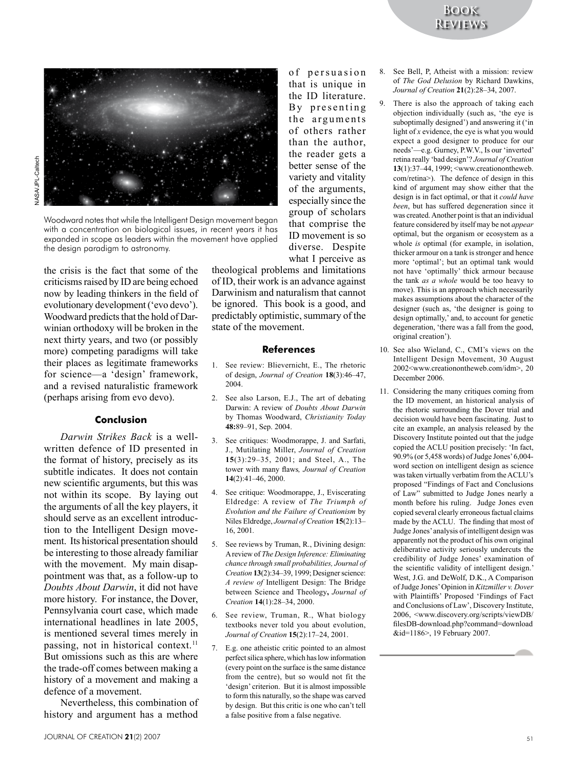Woodward notes that while the Intelligent Design movement began with a concentration on biological issues, in recent years it has expanded in scope as leaders within the movement have applied the design paradigm to astronomy.

the crisis is the fact that some of the criticisms raised by ID are being echoed now by leading thinkers in the field of evolutionary development ('evo devo'). Woodward predicts that the hold of Darwinian orthodoxy will be broken in the next thirty years, and two (or possibly more) competing paradigms will take their places as legitimate frameworks for science—a 'design' framework, and a revised naturalistic framework (perhaps arising from evo devo).

### Conclusion

*Darwin Strikes Back* is a well-written defence of ID presented in the format of history, precisely as its subtitle indicates. It does not contain new scientific arguments, but this was not within its scope. By laying out the arguments of all the key players, it should serve as an excellent introduction to the Intelligent Design movement. Its historical presentation should be interesting to those already familiar with the movement. My main disappointment was that, as a follow-up to *Doubts About Darwin*, it did not have more history. For instance, the Dover, Pennsylvania court case, which made international headlines in late 2005, is mentioned several times merely in passing, not in historical context.[11] But omissions such as this are where the trade-off comes between making a history of a movement and making a defence of a movement.

Nevertheless, this combination of history and argument has a method of persuasion that is unique in the ID literature. By presenting the arguments of others rather than the author, the reader gets a better sense of the variety and vitality of the arguments, especially since the group of scholars that comprise the ID movement is so diverse. Despite what I perceive as theological problems and limitations of ID, their work is an advance against Darwinism and naturalism that cannot be ignored. This book is a good, and predictably optimistic, summary of the state of the movement.

### References

1. See review: Blievernicht, E., The rhetoric of design, *Journal of Creation* **18**(3):46–47, 2004.
2. See also Larson, E.J., The art of debating Darwin: A review of *Doubts About Darwin* by Thomas Woodward, *Christianity Today* **48:**89–91, Sep. 2004.
3. See critiques: Woodmorappe, J. and Sarfati, J., Mutilating Miller, *Journal of Creation* **15**(3):29–35, 2001; and Steel, A., The tower with many flaws*, Journal of Creation* **14**(2):41–46, 2000.
4. See critique: Woodmorappe, J., Eviscerating Eldredge: A review of *The Triumph of Evolution and the Failure of Creationism* by Niles Eldredge, *Journal of Creation* **15**(2):13–16, 2001.
5. See reviews by Truman, R., Divining design: A review of *The Design Inference: Eliminating chance through small probabilities, Journal of Creation* **13**(2):34–39, 1999; Designer science: *A review of* Intelligent Design: The Bridge between Science and Theology**,** *Journal of Creation* **14**(1):28–34, 2000.
6. See review, Truman, R., What biology textbooks never told you about evolution, *Journal of Creation* **15**(2):17–24, 2001.
7. E.g. one atheistic critic pointed to an almost perfect silica sphere, which has low information (every point on the surface is the same distance from the centre), but so would not fit the 'design' criterion. But it is almost impossible to form this naturally, so the shape was carved by design. But this critic is one who can't tell a false positive from a false negative.
8. See Bell, P, Atheist with a mission: review of *The God Delusion* by Richard Dawkins, *Journal of Creation* **21**(2):28–34, 2007.
9. There is also the approach of taking each objection individually (such as, 'the eye is suboptimally designed') and answering it ('in light of *x* evidence, the eye is what you would expect a good designer to produce for our needs'—e.g. Gurney, P.W.V., Is our 'inverted' retina really 'bad design'? *Journal of Creation* **13**(1):37–44, 1999; <www.creationontheweb.com/retina>). The defence of design in this kind of argument may show either that the design is in fact optimal, or that it *could have been*, but has suffered degeneration since it was created. Another point is that an individual feature considered by itself may be not *appear* optimal, but the organism or ecosystem as a whole *is* optimal (for example, in isolation, thicker armour on a tank is stronger and hence more 'optimal'; but an optimal tank would not have 'optimally' thick armour because the tank *as a whole* would be too heavy to move). This is an approach which necessarily makes assumptions about the character of the designer (such as, 'the designer is going to design optimally,' and, to account for genetic degeneration, 'there was a fall from the good, original creation').
10. See also Wieland, C., CMI's views on the Intelligent Design Movement, 30 August 2002<www.creationontheweb.com/idm>, 20 December 2006.
11. Considering the many critiques coming from the ID movement, an historical analysis of the rhetoric surrounding the Dover trial and decision would have been fascinating. Just to cite an example, an analysis released by the Discovery Institute pointed out that the judge copied the ACLU position precisely: 'In fact, 90.9% (or 5,458 words) of Judge Jones' 6,004-word section on intelligent design as science was taken virtually verbatim from the ACLU's proposed "Findings of Fact and Conclusions of Law" submitted to Judge Jones nearly a month before his ruling. Judge Jones even copied several clearly erroneous factual claims made by the ACLU. The finding that most of Judge Jones' analysis of intelligent design was apparently not the product of his own original deliberative activity seriously undercuts the credibility of Judge Jones' examination of the scientific validity of intelligent design.' West, J.G. and DeWolf, D.K., A Comparison of Judge Jones' Opinion in *Kitzmiller v. Dover* with Plaintiffs' Proposed 'Findings of Fact and Conclusions of Law', Discovery Institute, 2006, <www.discovery.org/scripts/viewDB/filesDB-download.php?command=download&id=1186>, 19 February 2007.